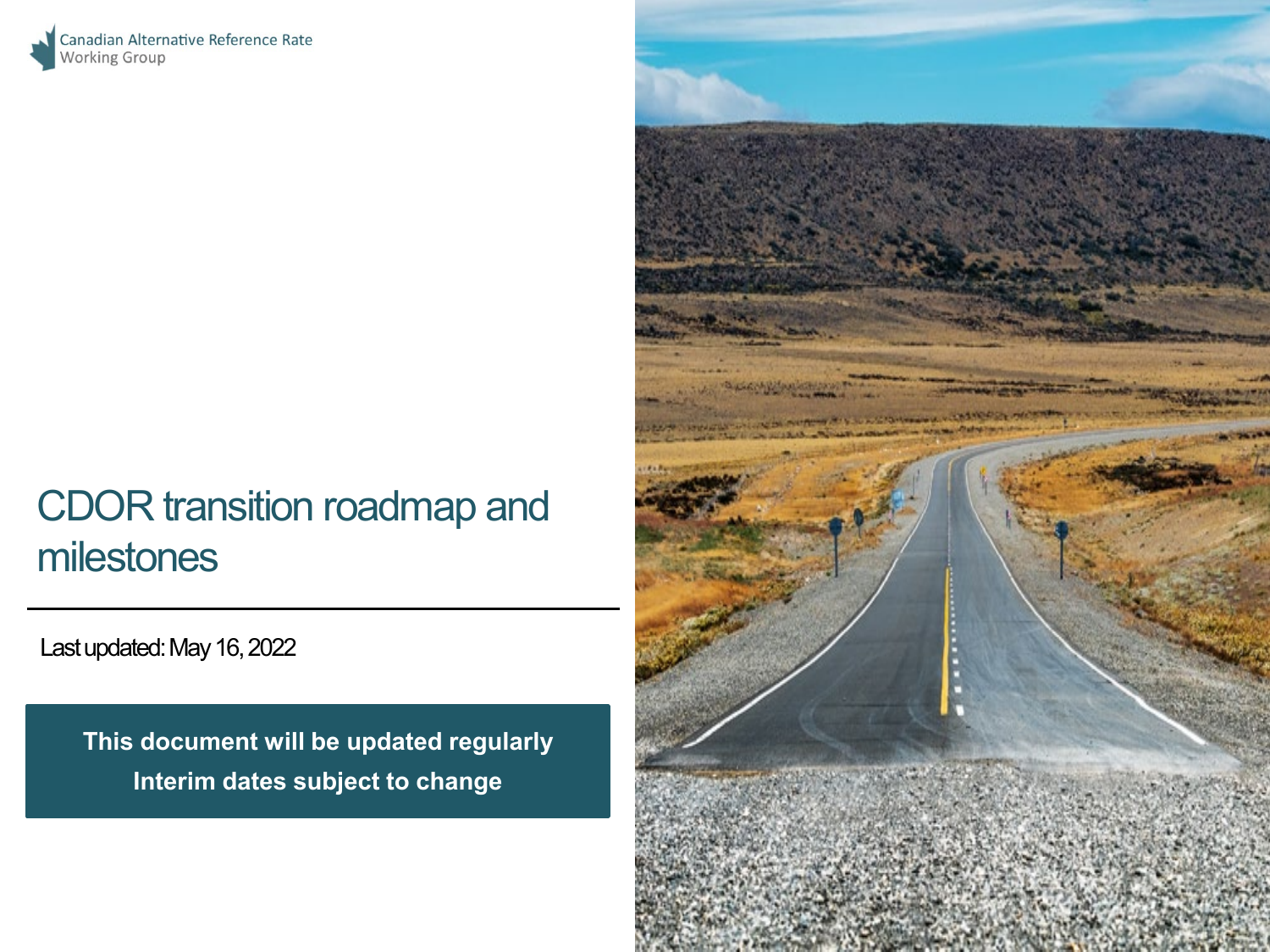Canadian Alternative Reference Rate Working Group

# CDOR transition roadmap and milestones

Last updated: May 16, 2022

**This document will be updated regularly**
**Interim dates subject to change**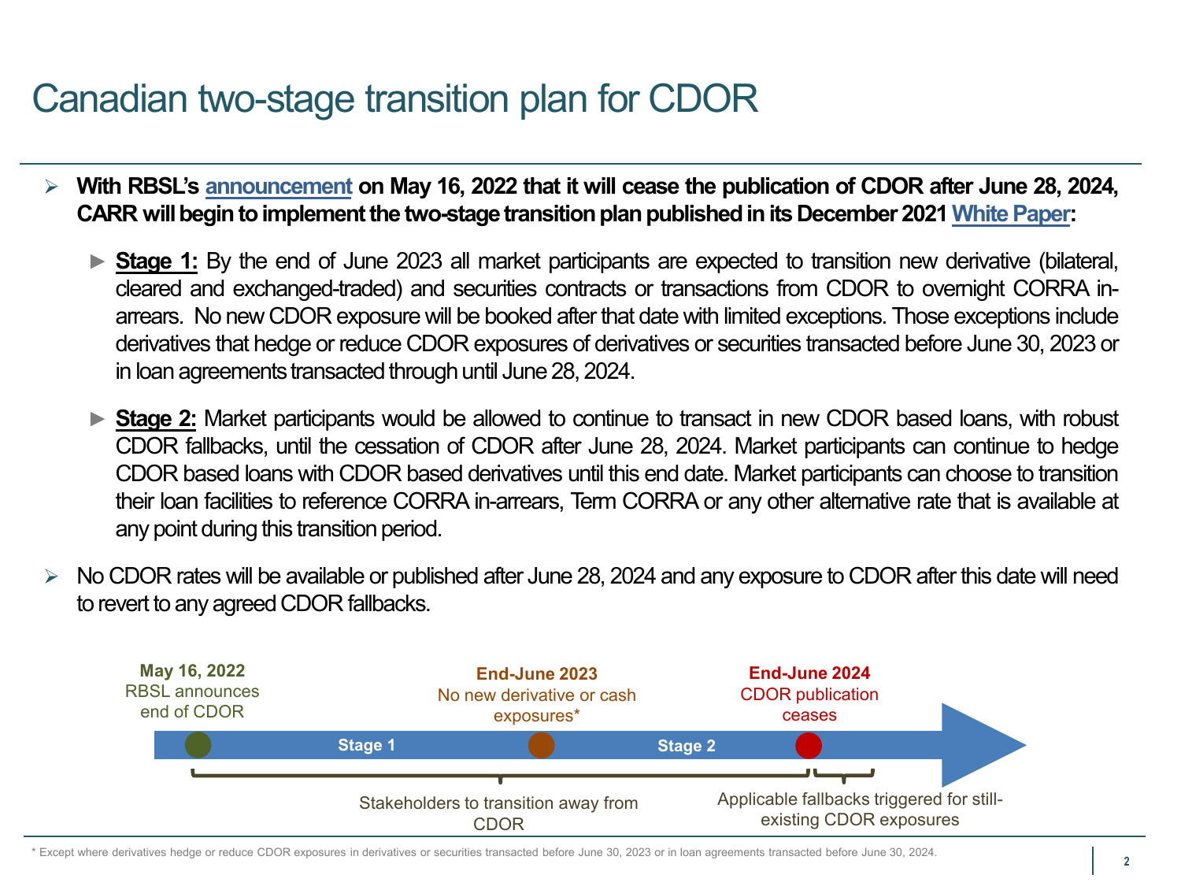# Canadian two-stage transition plan for CDOR

- **With RBSL's announcement on May 16, 2022 that it will cease the publication of CDOR after June 28, 2024, CARR will begin to implement the two-stage transition plan published in its December 2021 White Paper:**
  - **Stage 1:** By the end of June 2023 all market participants are expected to transition new derivative (bilateral, cleared and exchanged-traded) and securities contracts or transactions from CDOR to overnight CORRA in-arrears. No new CDOR exposure will be booked after that date with limited exceptions. Those exceptions include derivatives that hedge or reduce CDOR exposures of derivatives or securities transacted before June 30, 2023 or in loan agreements transacted through until June 28, 2024.
  - **Stage 2:** Market participants would be allowed to continue to transact in new CDOR based loans, with robust CDOR fallbacks, until the cessation of CDOR after June 28, 2024. Market participants can continue to hedge CDOR based loans with CDOR based derivatives until this end date. Market participants can choose to transition their loan facilities to reference CORRA in-arrears, Term CORRA or any other alternative rate that is available at any point during this transition period.
- No CDOR rates will be available or published after June 28, 2024 and any exposure to CDOR after this date will need to revert to any agreed CDOR fallbacks.

**May 16, 2022**
RBSL announces end of CDOR

Stage 1

**End-June 2023**
No new derivative or cash exposures*

Stage 2

**End-June 2024**
CDOR publication ceases

Stakeholders to transition away from CDOR

Applicable fallbacks triggered for still-existing CDOR exposures

\* Except where derivatives hedge or reduce CDOR exposures in derivatives or securities transacted before June 30, 2023 or in loan agreements transacted before June 30, 2024.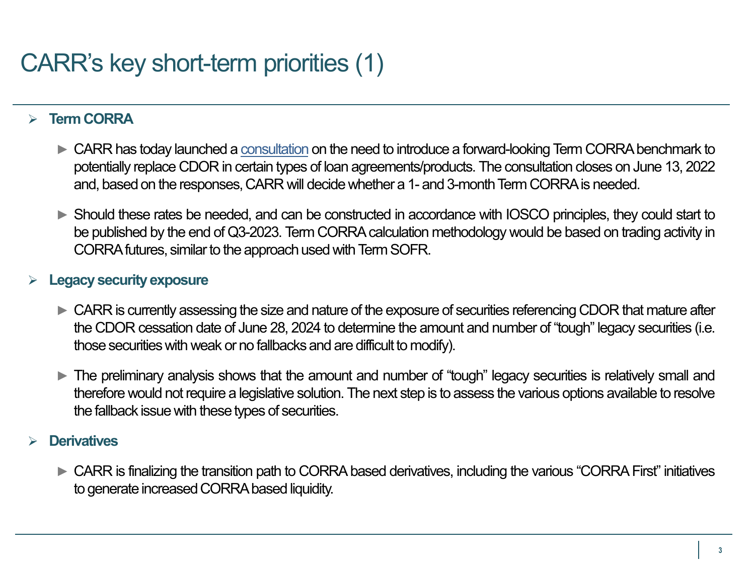# CARR's key short-term priorities (1)

- **Term CORRA**
  - CARR has today launched a consultation on the need to introduce a forward-looking Term CORRA benchmark to potentially replace CDOR in certain types of loan agreements/products. The consultation closes on June 13, 2022 and, based on the responses, CARR will decide whether a 1- and 3-month Term CORRA is needed.
  - Should these rates be needed, and can be constructed in accordance with IOSCO principles, they could start to be published by the end of Q3-2023. Term CORRA calculation methodology would be based on trading activity in CORRA futures, similar to the approach used with Term SOFR.

- **Legacy security exposure**
  - CARR is currently assessing the size and nature of the exposure of securities referencing CDOR that mature after the CDOR cessation date of June 28, 2024 to determine the amount and number of "tough" legacy securities (i.e. those securities with weak or no fallbacks and are difficult to modify).
  - The preliminary analysis shows that the amount and number of "tough" legacy securities is relatively small and therefore would not require a legislative solution. The next step is to assess the various options available to resolve the fallback issue with these types of securities.

- **Derivatives**
  - CARR is finalizing the transition path to CORRA based derivatives, including the various "CORRA First" initiatives to generate increased CORRA based liquidity.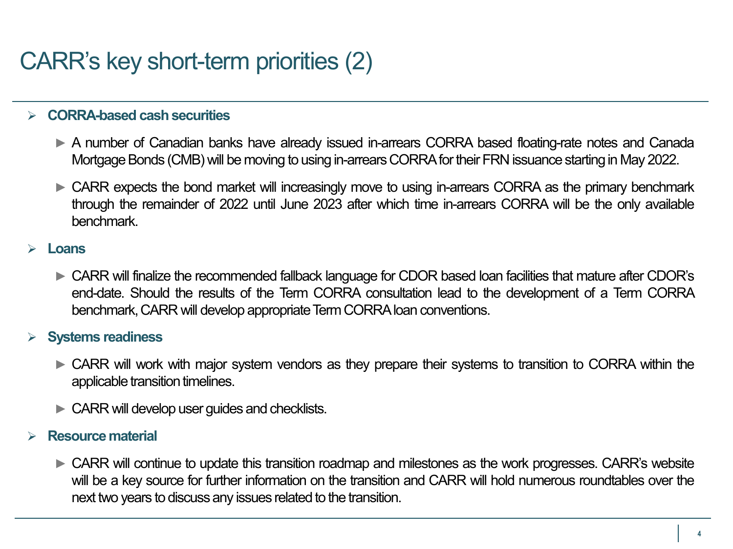# CARR's key short-term priorities (2)

- **CORRA-based cash securities**
  - A number of Canadian banks have already issued in-arrears CORRA based floating-rate notes and Canada Mortgage Bonds (CMB) will be moving to using in-arrears CORRA for their FRN issuance starting in May 2022.
  - CARR expects the bond market will increasingly move to using in-arrears CORRA as the primary benchmark through the remainder of 2022 until June 2023 after which time in-arrears CORRA will be the only available benchmark.
- **Loans**
  - CARR will finalize the recommended fallback language for CDOR based loan facilities that mature after CDOR's end-date. Should the results of the Term CORRA consultation lead to the development of a Term CORRA benchmark, CARR will develop appropriate Term CORRA loan conventions.
- **Systems readiness**
  - CARR will work with major system vendors as they prepare their systems to transition to CORRA within the applicable transition timelines.
  - CARR will develop user guides and checklists.
- **Resource material**
  - CARR will continue to update this transition roadmap and milestones as the work progresses. CARR's website will be a key source for further information on the transition and CARR will hold numerous roundtables over the next two years to discuss any issues related to the transition.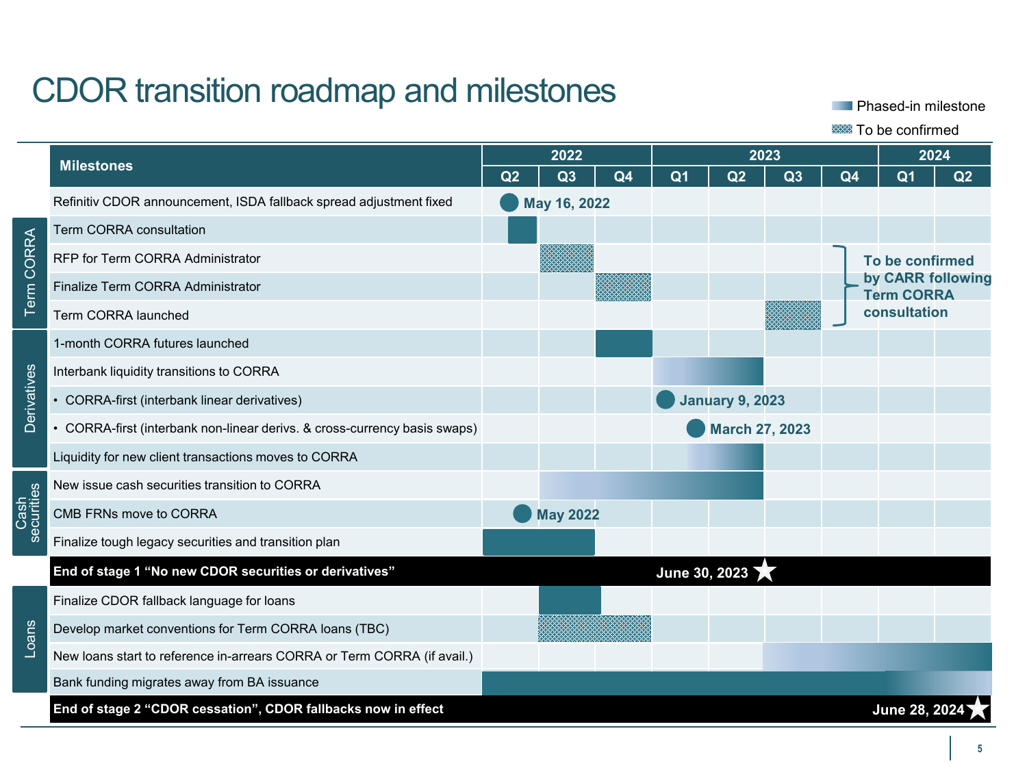# CDOR transition roadmap and milestones

Phased-in milestone

To be confirmed

Milestones

2022: Q2, Q3, Q4 | 2023: Q1, Q2, Q3, Q4 | 2024: Q1, Q2

Refinitiv CDOR announcement, ISDA fallback spread adjustment fixed — May 16, 2022

**Term CORRA**

- Term CORRA consultation
- RFP for Term CORRA Administrator
- Finalize Term CORRA Administrator
- Term CORRA launched

To be confirmed by CARR following Term CORRA consultation

**Derivatives**

- 1-month CORRA futures launched
- Interbank liquidity transitions to CORRA
- • CORRA-first (interbank linear derivatives) — January 9, 2023
- • CORRA-first (interbank non-linear derivs. & cross-currency basis swaps) — March 27, 2023
- Liquidity for new client transactions moves to CORRA

**Cash securities**

- New issue cash securities transition to CORRA
- CMB FRNs move to CORRA — May 2022
- Finalize tough legacy securities and transition plan

**End of stage 1 "No new CDOR securities or derivatives"** — June 30, 2023

**Loans**

- Finalize CDOR fallback language for loans
- Develop market conventions for Term CORRA loans (TBC)
- New loans start to reference in-arrears CORRA or Term CORRA (if avail.)
- Bank funding migrates away from BA issuance

**End of stage 2 "CDOR cessation", CDOR fallbacks now in effect** — June 28, 2024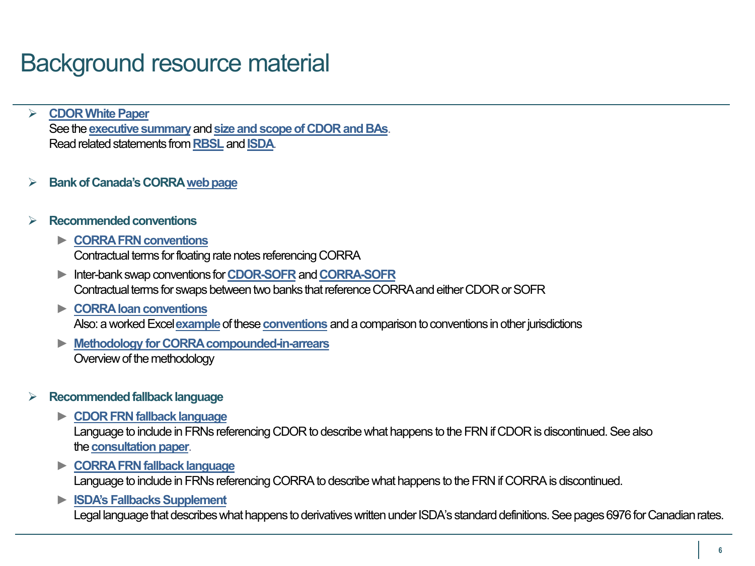# Background resource material

- **CDOR White Paper**
  See the **executive summary** and **size and scope of CDOR and BAs**.
  Read related statements from **RBSL** and **ISDA**.

- **Bank of Canada's CORRA web page**

- **Recommended conventions**
  - **CORRA FRN conventions**
    Contractual terms for floating rate notes referencing CORRA
  - Inter-bank swap conventions for **CDOR-SOFR** and **CORRA-SOFR**
    Contractual terms for swaps between two banks that reference CORRA and either CDOR or SOFR
  - **CORRA loan conventions**
    Also: a worked Excel **example** of these **conventions** and a comparison to conventions in other jurisdictions
  - **Methodology for CORRA compounded-in-arrears**
    Overview of the methodology

- **Recommended fallback language**
  - **CDOR FRN fallback language**
    Language to include in FRNs referencing CDOR to describe what happens to the FRN if CDOR is discontinued. See also the **consultation paper**.
  - **CORRA FRN fallback language**
    Language to include in FRNs referencing CORRA to describe what happens to the FRN if CORRA is discontinued.
  - **ISDA's Fallbacks Supplement**
    Legal language that describes what happens to derivatives written under ISDA's standard definitions. See pages 6976 for Canadian rates.